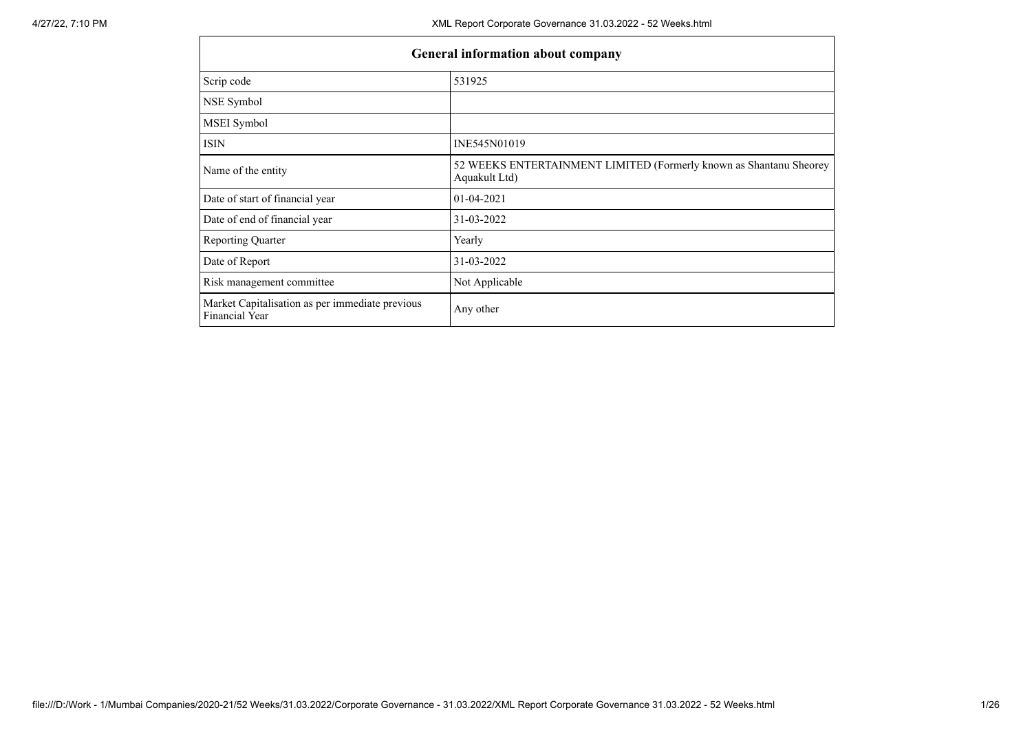| General information about company | |
|---|---|
| Scrip code | 531925 |
| NSE Symbol | |
| MSEI Symbol | |
| ISIN | INE545N01019 |
| Name of the entity | 52 WEEKS ENTERTAINMENT LIMITED (Formerly known as Shantanu Sheorey Aquakult Ltd) |
| Date of start of financial year | 01-04-2021 |
| Date of end of financial year | 31-03-2022 |
| Reporting Quarter | Yearly |
| Date of Report | 31-03-2022 |
| Risk management committee | Not Applicable |
| Market Capitalisation as per immediate previous Financial Year | Any other |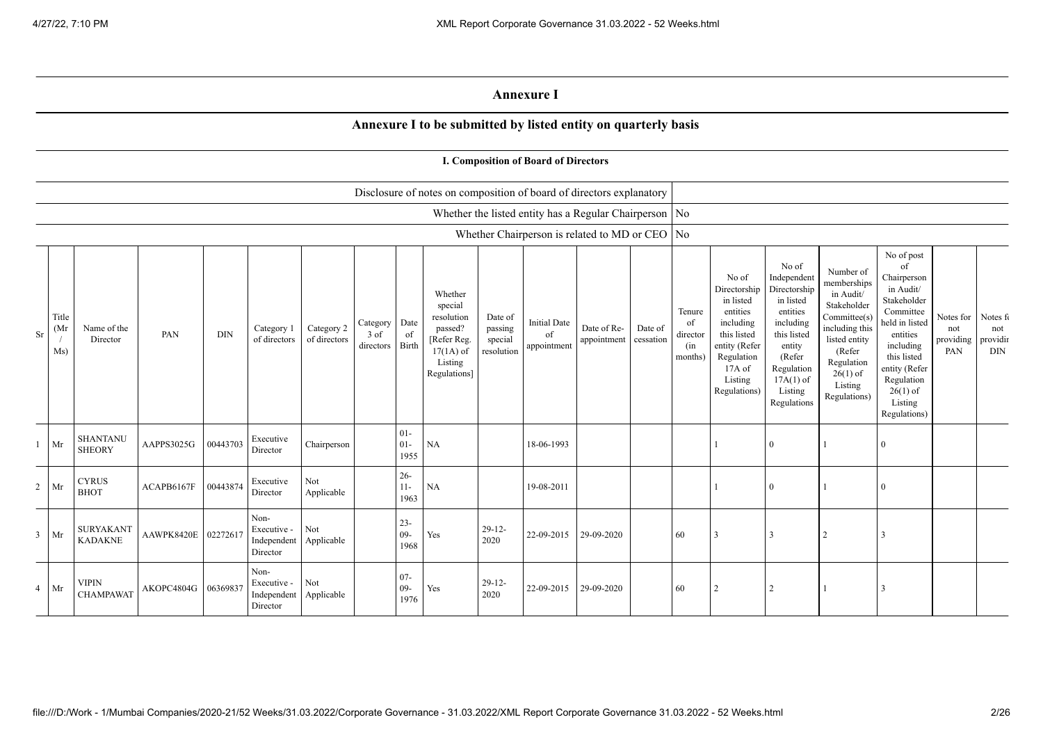# Annexure I

## Annexure I to be submitted by listed entity on quarterly basis

### I. Composition of Board of Directors

| Disclosure of notes on composition of board of directors explanatory | |
|---|---|
| Whether the listed entity has a Regular Chairperson | No |
| Whether Chairperson is related to MD or CEO | No |

| Sr | Title (Mr / Ms) | Name of the Director | PAN | DIN | Category 1 of directors | Category 2 of directors | Category 3 of directors | Date of Birth | Whether special resolution passed? [Refer Reg. 17(1A) of Listing Regulations] | Date of passing special resolution | Initial Date of appointment | Date of Re-appointment | Date of cessation | Tenure of director (in months) | No of Directorship in listed entities including this listed entity (Refer Regulation 17A of Listing Regulations) | No of Independent Directorship in listed entities including this listed entity (Refer Regulation 17A(1) of Listing Regulations | Number of memberships in Audit/ Stakeholder Committee(s) including this listed entity (Refer Regulation 26(1) of Listing Regulations) | No of post of Chairperson in Audit/ Stakeholder Committee held in listed entities including this listed entity (Refer Regulation 26(1) of Listing Regulations) | Notes for not providing PAN | Notes for not providing DIN |
|---|---|---|---|---|---|---|---|---|---|---|---|---|---|---|---|---|---|---|---|---|
| 1 | Mr | SHANTANU SHEORY | AAPPS3025G | 00443703 | Executive Director | Chairperson | | 01-01-1955 | NA | | 18-06-1993 | | | | 1 | 0 | 1 | 0 | | |
| 2 | Mr | CYRUS BHOT | ACAPB6167F | 00443874 | Executive Director | Not Applicable | | 26-11-1963 | NA | | 19-08-2011 | | | | 1 | 0 | 1 | 0 | | |
| 3 | Mr | SURYAKANT KADAKNE | AAWPK8420E | 02272617 | Non-Executive - Independent Director | Not Applicable | | 23-09-1968 | Yes | 29-12-2020 | 22-09-2015 | 29-09-2020 | | 60 | 3 | 3 | 2 | 3 | | |
| 4 | Mr | VIPIN CHAMPAWAT | AKOPC4804G | 06369837 | Non-Executive - Independent Director | Not Applicable | | 07-09-1976 | Yes | 29-12-2020 | 22-09-2015 | 29-09-2020 | | 60 | 2 | 2 | 1 | 3 | | |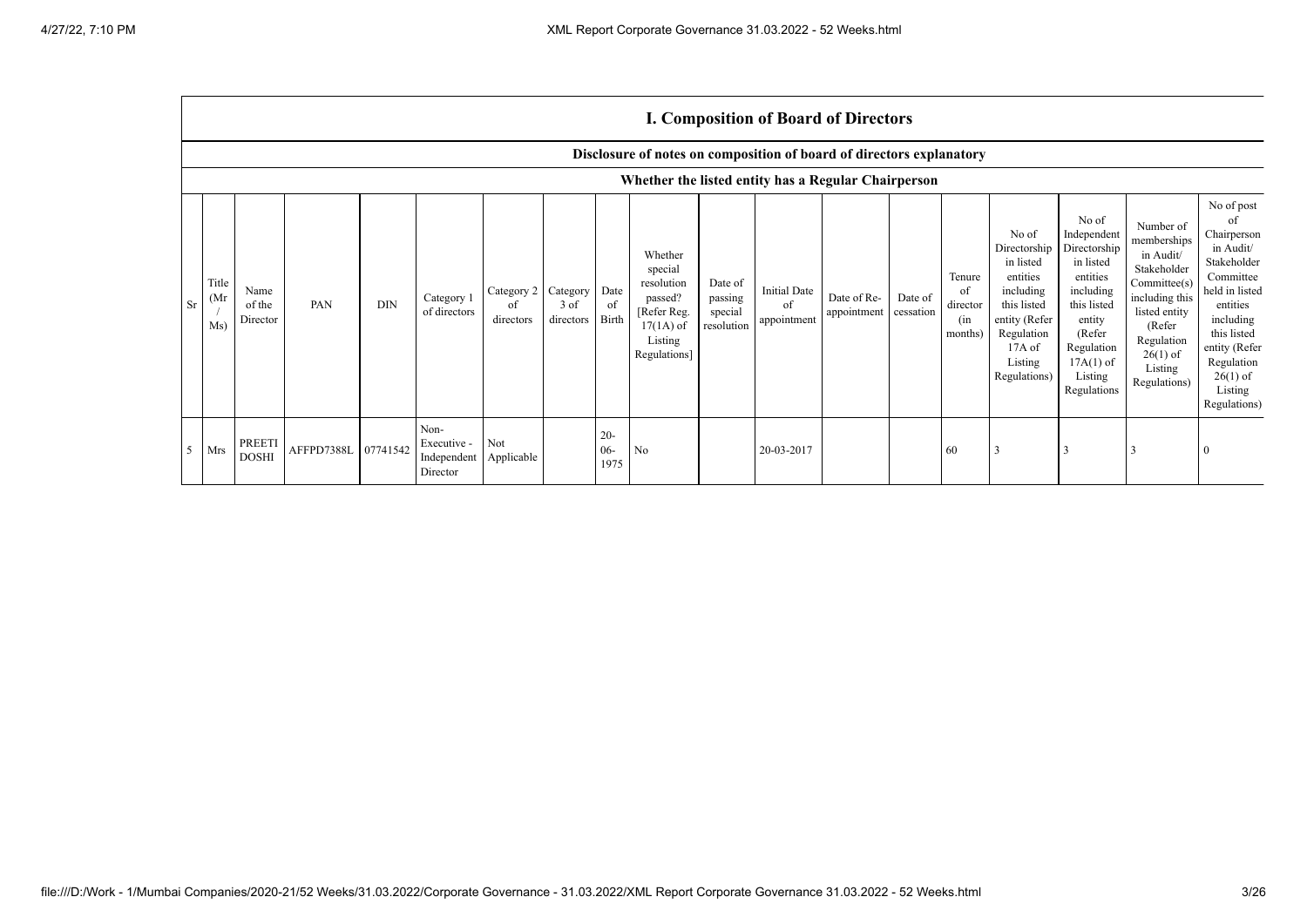## I. Composition of Board of Directors

### Disclosure of notes on composition of board of directors explanatory

### Whether the listed entity has a Regular Chairperson

| Sr | Title (Mr / Ms) | Name of the Director | PAN | DIN | Category 1 of directors | Category 2 of directors | Category 3 of directors | Date of Birth | Whether special resolution passed? [Refer Reg. 17(1A) of Listing Regulations] | Date of passing special resolution | Initial Date of appointment | Date of Re-appointment | Date of cessation | Tenure of director (in months) | No of Directorship in listed entities including this listed entity (Refer Regulation 17A of Listing Regulations) | No of Independent Directorship in listed entities including this listed entity (Refer Regulation 17A(1) of Listing Regulations | Number of memberships in Audit/ Stakeholder Committee(s) including this listed entity (Refer Regulation 26(1) of Listing Regulations) | No of post of Chairperson in Audit/ Stakeholder Committee held in listed entities including this listed entity (Refer Regulation 26(1) of Listing Regulations) |
|---|---|---|---|---|---|---|---|---|---|---|---|---|---|---|---|---|---|---|
| 5 | Mrs | PREETI DOSHI | AFFPD7388L | 07741542 | Non-Executive - Independent Director | Not Applicable | | 20-06-1975 | No | | 20-03-2017 | | | 60 | 3 | 3 | 3 | 0 |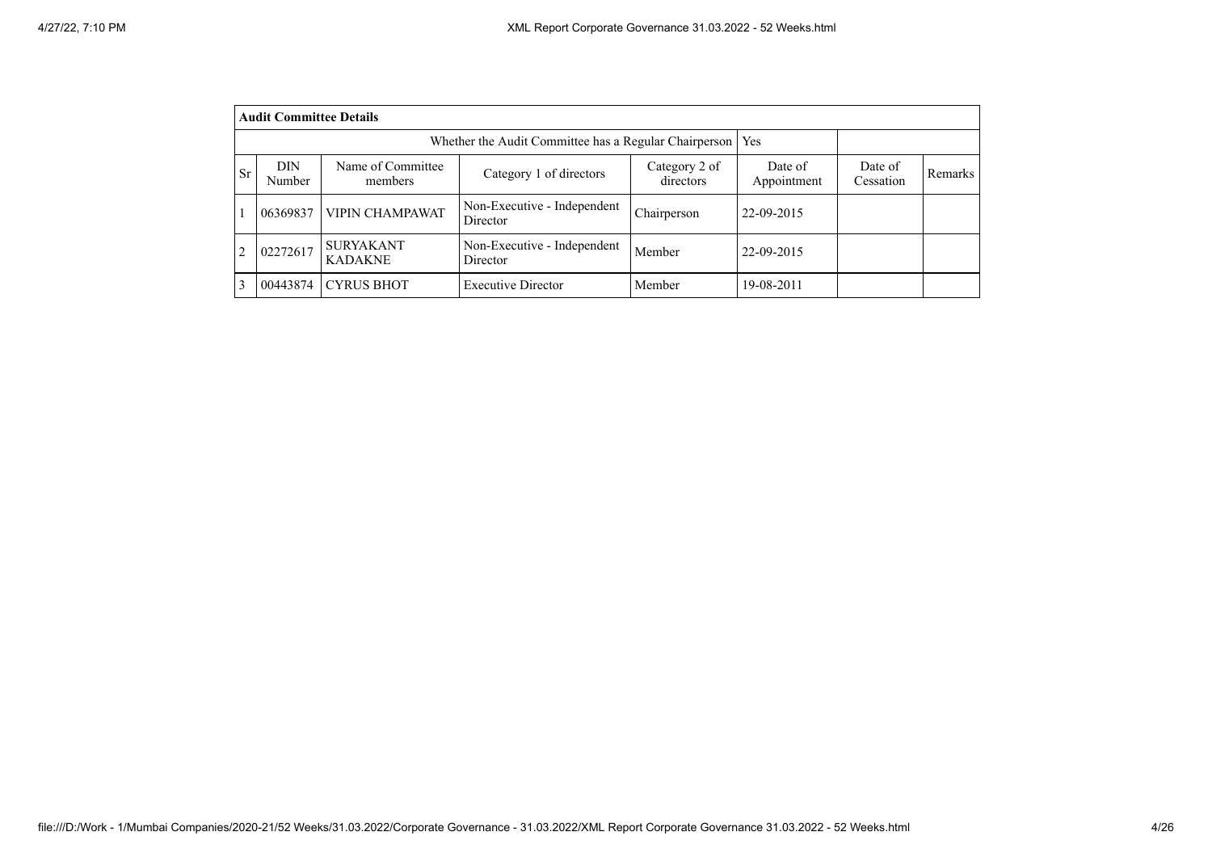| **Audit Committee Details** | | | | | | | |
|---|---|---|---|---|---|---|---|
| Whether the Audit Committee has a Regular Chairperson | | | | | Yes | | |
| Sr | DIN Number | Name of Committee members | Category 1 of directors | Category 2 of directors | Date of Appointment | Date of Cessation | Remarks |
| 1 | 06369837 | VIPIN CHAMPAWAT | Non-Executive - Independent Director | Chairperson | 22-09-2015 | | |
| 2 | 02272617 | SURYAKANT KADAKNE | Non-Executive - Independent Director | Member | 22-09-2015 | | |
| 3 | 00443874 | CYRUS BHOT | Executive Director | Member | 19-08-2011 | | |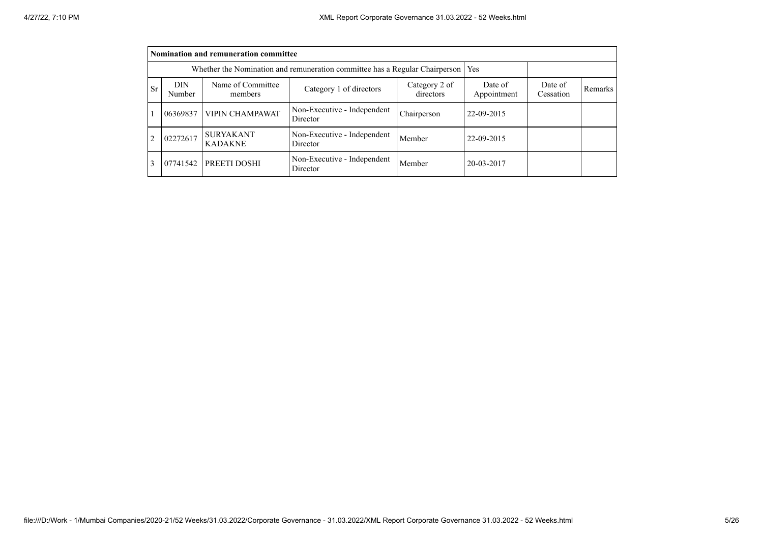| Nomination and remuneration committee | | | | | | | |
|---|---|---|---|---|---|---|---|
| Whether the Nomination and remuneration committee has a Regular Chairperson | | | | | Yes | | |
| Sr | DIN Number | Name of Committee members | Category 1 of directors | Category 2 of directors | Date of Appointment | Date of Cessation | Remarks |
| 1 | 06369837 | VIPIN CHAMPAWAT | Non-Executive - Independent Director | Chairperson | 22-09-2015 | | |
| 2 | 02272617 | SURYAKANT KADAKNE | Non-Executive - Independent Director | Member | 22-09-2015 | | |
| 3 | 07741542 | PREETI DOSHI | Non-Executive - Independent Director | Member | 20-03-2017 | | |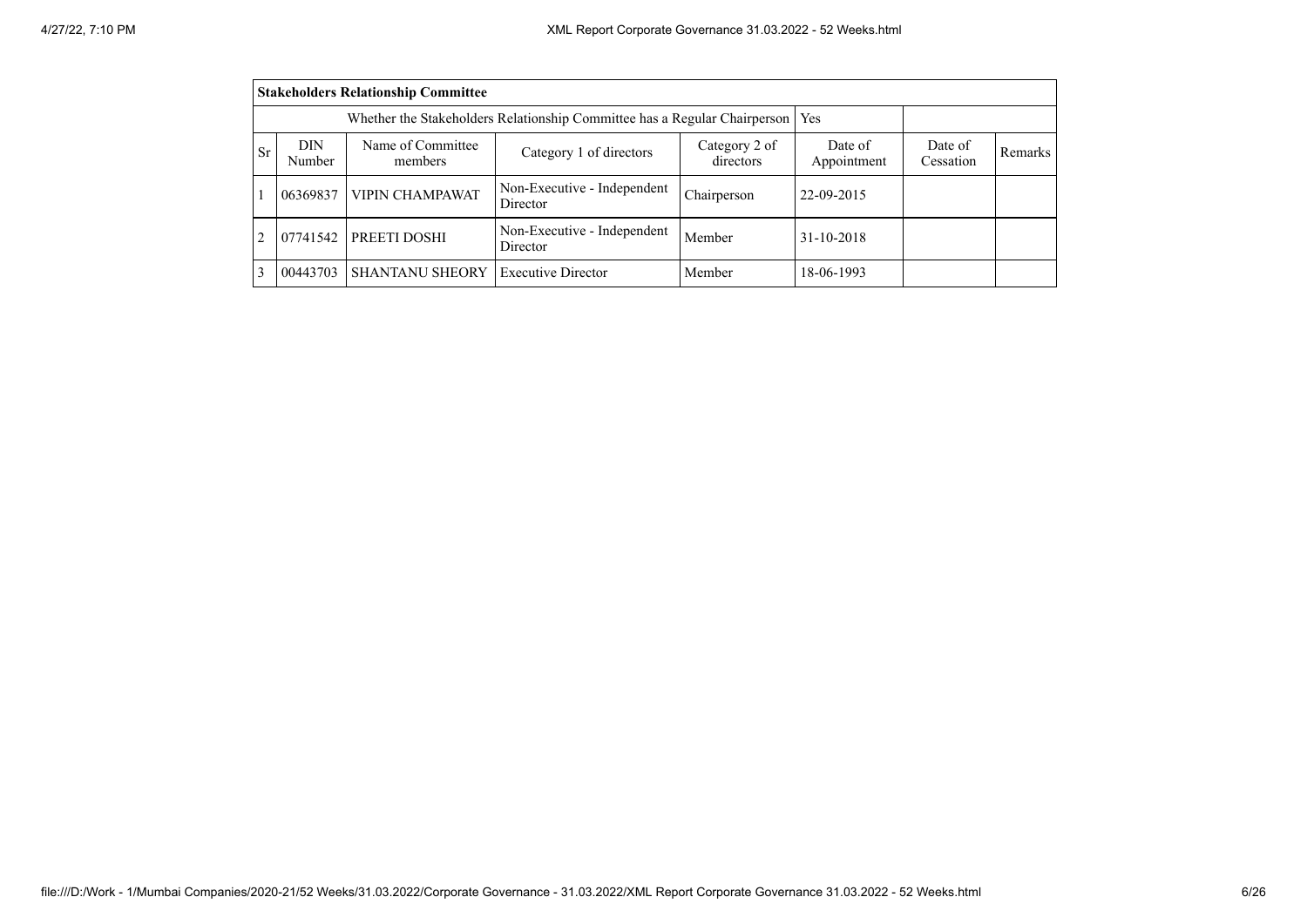| **Stakeholders Relationship Committee** | | | | | | | |
|---|---|---|---|---|---|---|---|
| Whether the Stakeholders Relationship Committee has a Regular Chairperson | | | | | Yes | | |
| Sr | DIN Number | Name of Committee members | Category 1 of directors | Category 2 of directors | Date of Appointment | Date of Cessation | Remarks |
| 1 | 06369837 | VIPIN CHAMPAWAT | Non-Executive - Independent Director | Chairperson | 22-09-2015 | | |
| 2 | 07741542 | PREETI DOSHI | Non-Executive - Independent Director | Member | 31-10-2018 | | |
| 3 | 00443703 | SHANTANU SHEORY | Executive Director | Member | 18-06-1993 | | |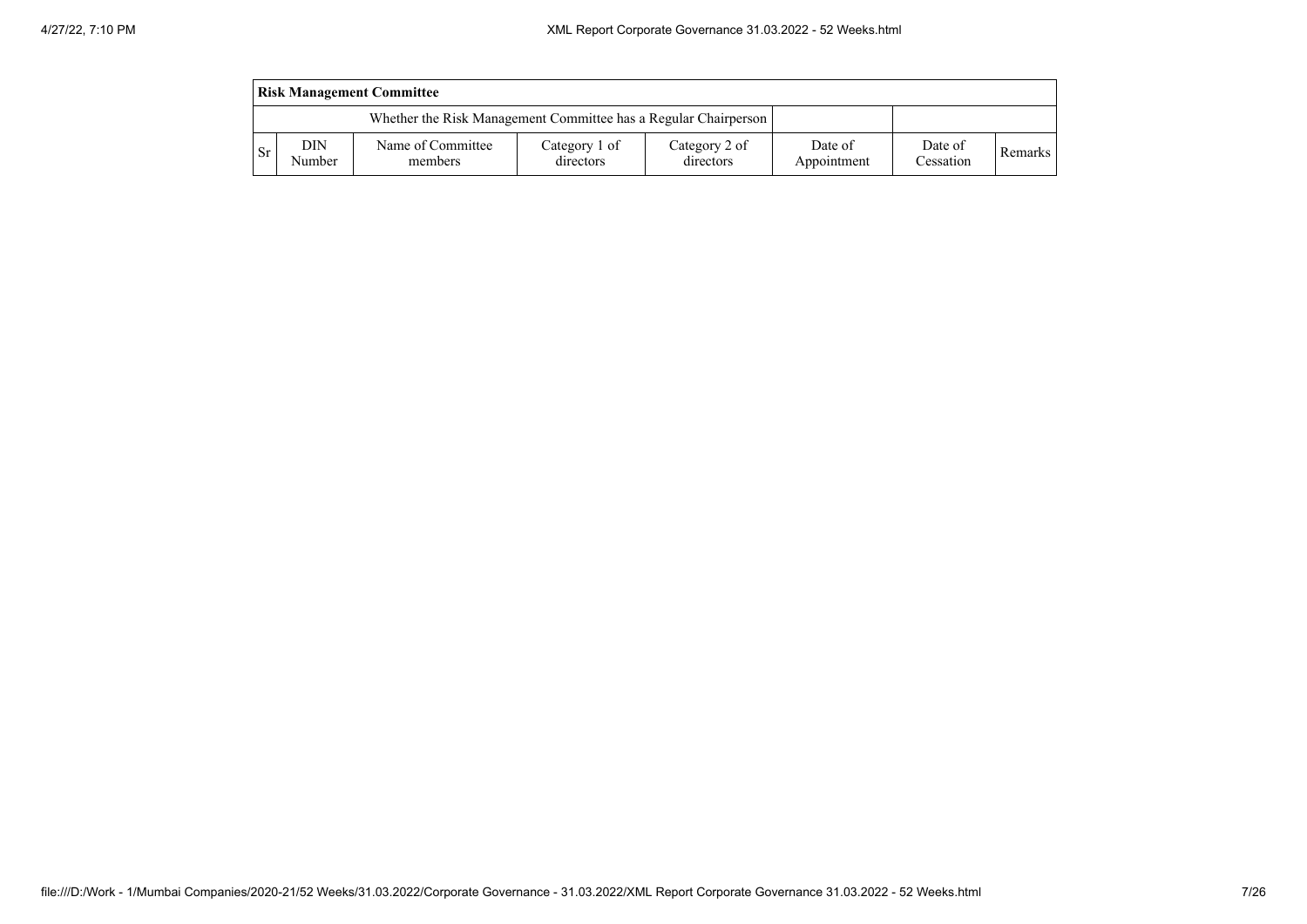| Risk Management Committee | | | | | | | |
|---|---|---|---|---|---|---|---|
| Whether the Risk Management Committee has a Regular Chairperson | | | | | | | |
| Sr | DIN Number | Name of Committee members | Category 1 of directors | Category 2 of directors | Date of Appointment | Date of Cessation | Remarks |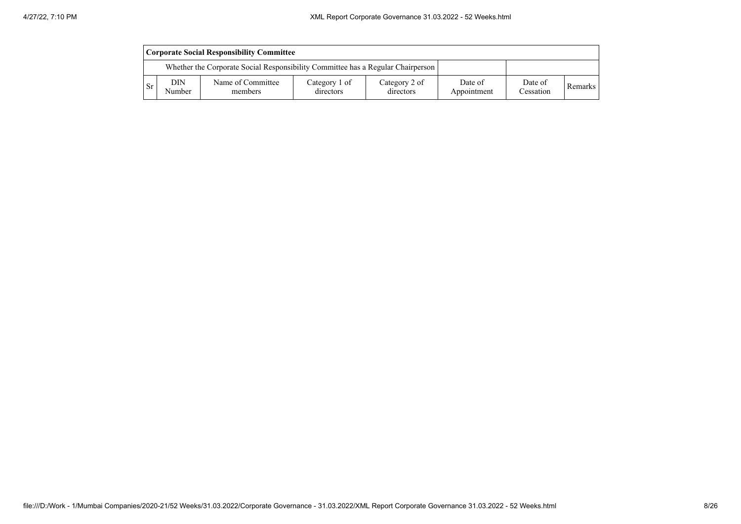| Corporate Social Responsibility Committee | | | | | | | |
|---|---|---|---|---|---|---|---|
| Whether the Corporate Social Responsibility Committee has a Regular Chairperson | | | | | | | |
| Sr | DIN Number | Name of Committee members | Category 1 of directors | Category 2 of directors | Date of Appointment | Date of Cessation | Remarks |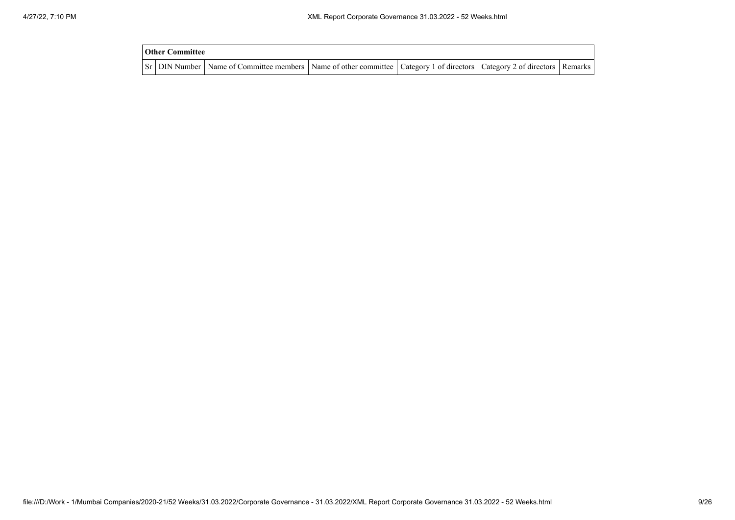**Other Committee**

| Sr | DIN Number | Name of Committee members | Name of other committee | Category 1 of directors | Category 2 of directors | Remarks |
|---|---|---|---|---|---|---|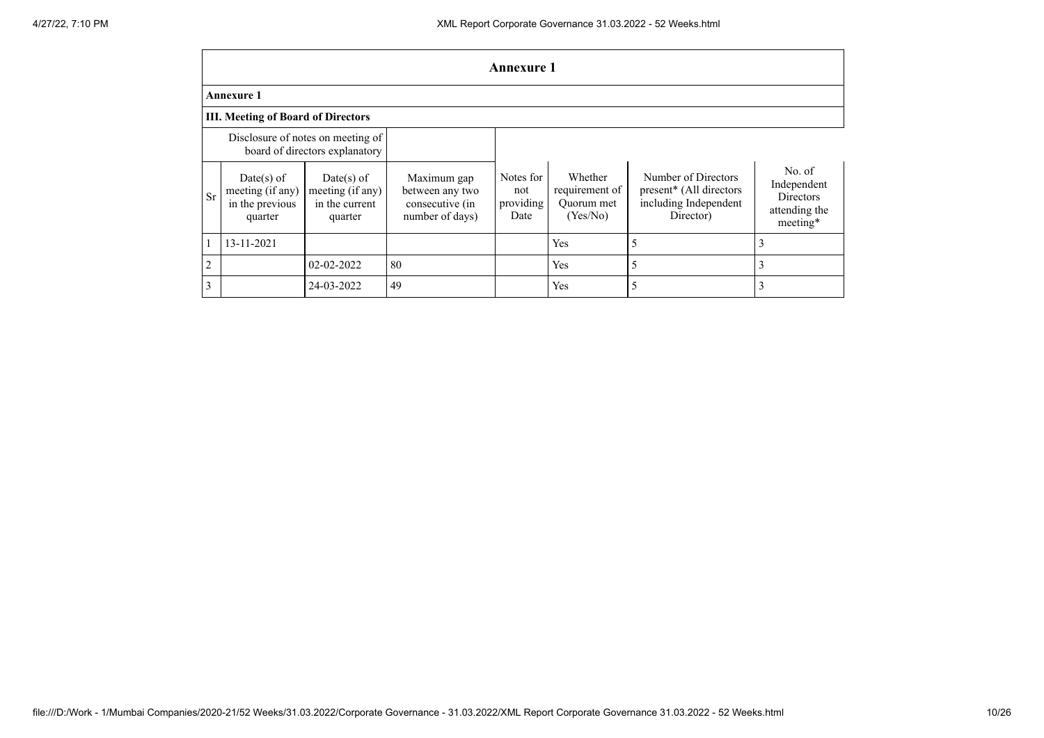# Annexure 1

## Annexure 1

### III. Meeting of Board of Directors

| Disclosure of notes on meeting of board of directors explanatory | | | | | | | |
|---|---|---|---|---|---|---|---|
| Sr | Date(s) of meeting (if any) in the previous quarter | Date(s) of meeting (if any) in the current quarter | Maximum gap between any two consecutive (in number of days) | Notes for not providing Date | Whether requirement of Quorum met (Yes/No) | Number of Directors present* (All directors including Independent Director) | No. of Independent Directors attending the meeting* |
| 1 | 13-11-2021 | | | | Yes | 5 | 3 |
| 2 | | 02-02-2022 | 80 | | Yes | 5 | 3 |
| 3 | | 24-03-2022 | 49 | | Yes | 5 | 3 |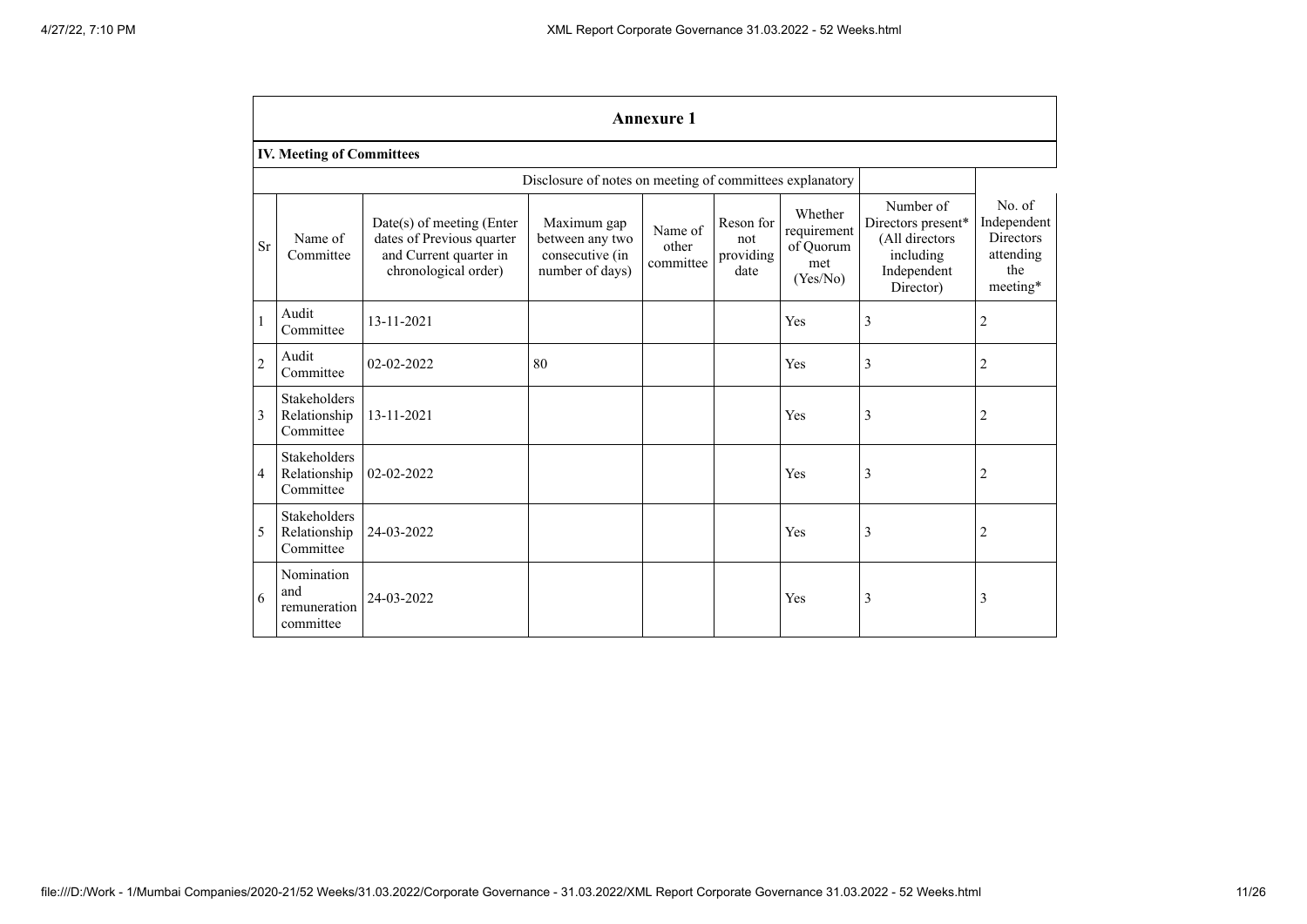## Annexure 1

### IV. Meeting of Committees

| | | | Disclosure of notes on meeting of committees explanatory | | | | | |
|---|---|---|---|---|---|---|---|---|
| Sr | Name of Committee | Date(s) of meeting (Enter dates of Previous quarter and Current quarter in chronological order) | Maximum gap between any two consecutive (in number of days) | Name of other committee | Reson for not providing date | Whether requirement of Quorum met (Yes/No) | Number of Directors present* (All directors including Independent Director) | No. of Independent Directors attending the meeting* |
| 1 | Audit Committee | 13-11-2021 | | | | Yes | 3 | 2 |
| 2 | Audit Committee | 02-02-2022 | 80 | | | Yes | 3 | 2 |
| 3 | Stakeholders Relationship Committee | 13-11-2021 | | | | Yes | 3 | 2 |
| 4 | Stakeholders Relationship Committee | 02-02-2022 | | | | Yes | 3 | 2 |
| 5 | Stakeholders Relationship Committee | 24-03-2022 | | | | Yes | 3 | 2 |
| 6 | Nomination and remuneration committee | 24-03-2022 | | | | Yes | 3 | 3 |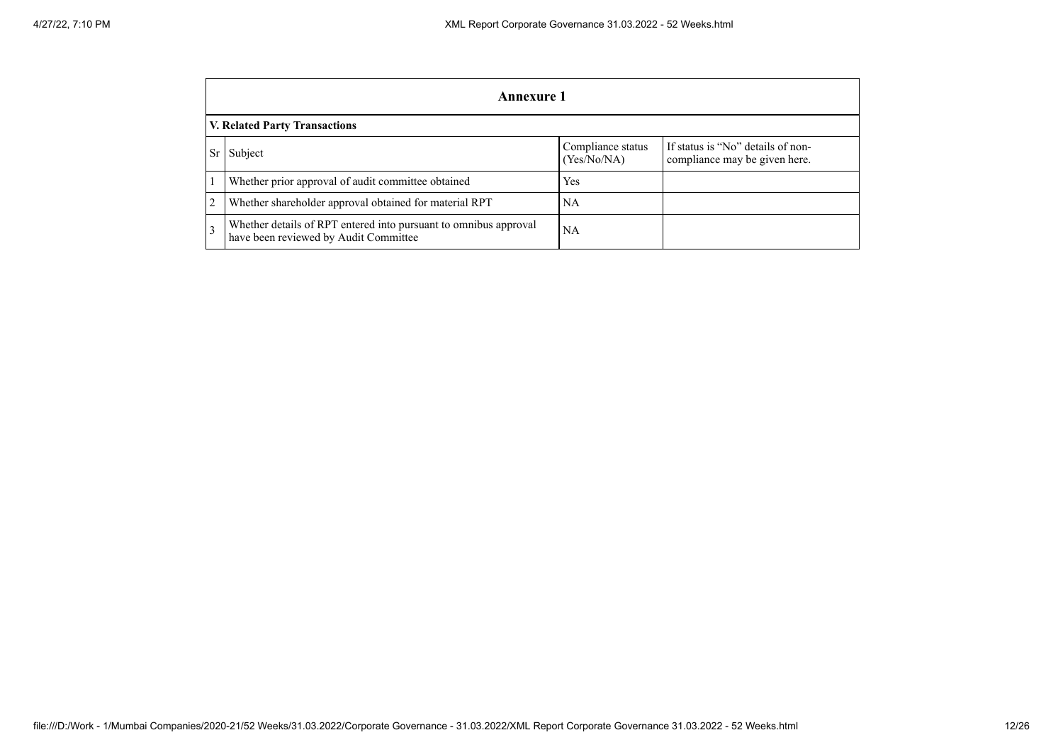## Annexure 1

### V. Related Party Transactions

| Sr | Subject | Compliance status (Yes/No/NA) | If status is "No" details of non-compliance may be given here. |
|---|---|---|---|
| 1 | Whether prior approval of audit committee obtained | Yes | |
| 2 | Whether shareholder approval obtained for material RPT | NA | |
| 3 | Whether details of RPT entered into pursuant to omnibus approval have been reviewed by Audit Committee | NA | |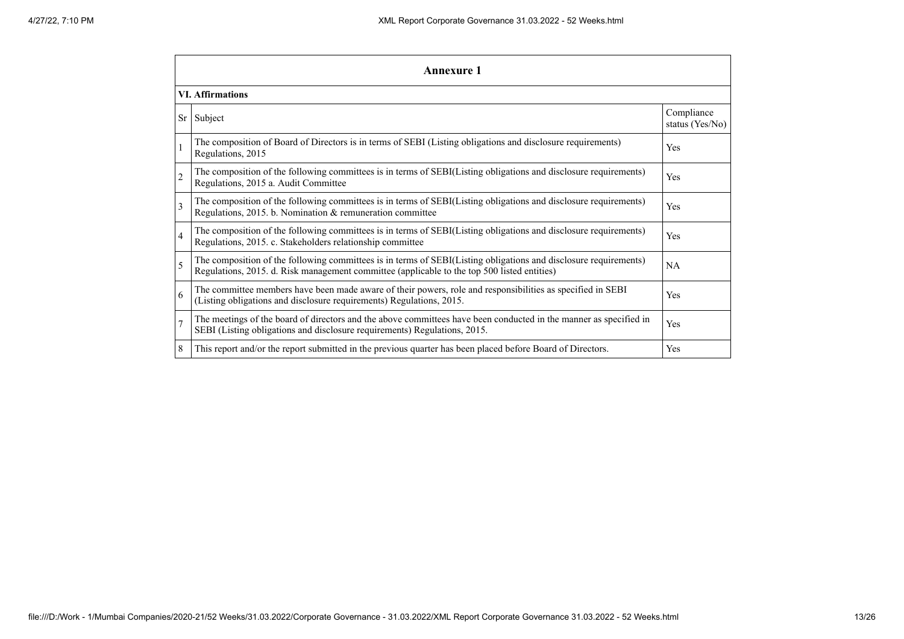## Annexure 1

### VI. Affirmations

| Sr | Subject | Compliance status (Yes/No) |
|---|---|---|
| 1 | The composition of Board of Directors is in terms of SEBI (Listing obligations and disclosure requirements) Regulations, 2015 | Yes |
| 2 | The composition of the following committees is in terms of SEBI(Listing obligations and disclosure requirements) Regulations, 2015 a. Audit Committee | Yes |
| 3 | The composition of the following committees is in terms of SEBI(Listing obligations and disclosure requirements) Regulations, 2015. b. Nomination & remuneration committee | Yes |
| 4 | The composition of the following committees is in terms of SEBI(Listing obligations and disclosure requirements) Regulations, 2015. c. Stakeholders relationship committee | Yes |
| 5 | The composition of the following committees is in terms of SEBI(Listing obligations and disclosure requirements) Regulations, 2015. d. Risk management committee (applicable to the top 500 listed entities) | NA |
| 6 | The committee members have been made aware of their powers, role and responsibilities as specified in SEBI (Listing obligations and disclosure requirements) Regulations, 2015. | Yes |
| 7 | The meetings of the board of directors and the above committees have been conducted in the manner as specified in SEBI (Listing obligations and disclosure requirements) Regulations, 2015. | Yes |
| 8 | This report and/or the report submitted in the previous quarter has been placed before Board of Directors. | Yes |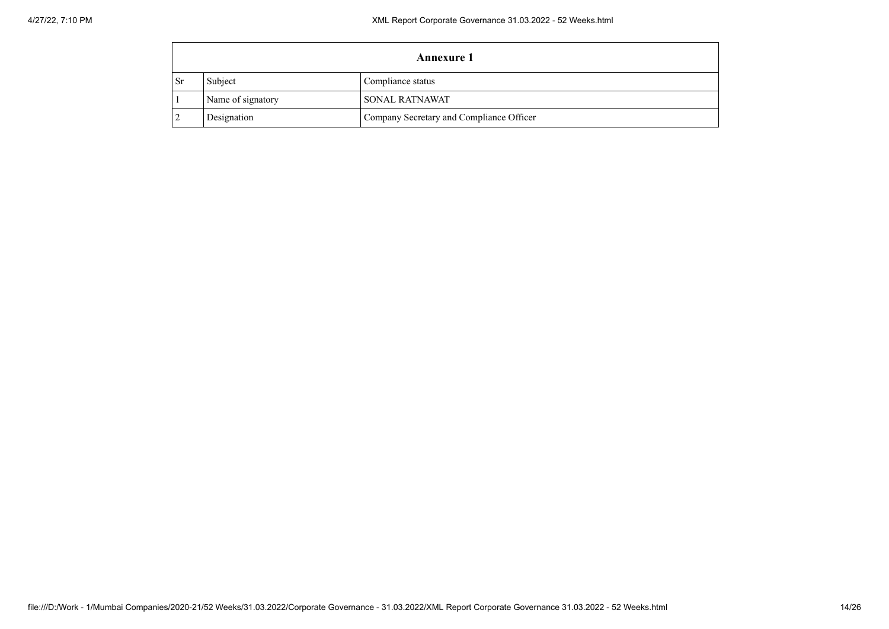| Annexure 1 | | |
|---|---|---|
| Sr | Subject | Compliance status |
| 1 | Name of signatory | SONAL RATNAWAT |
| 2 | Designation | Company Secretary and Compliance Officer |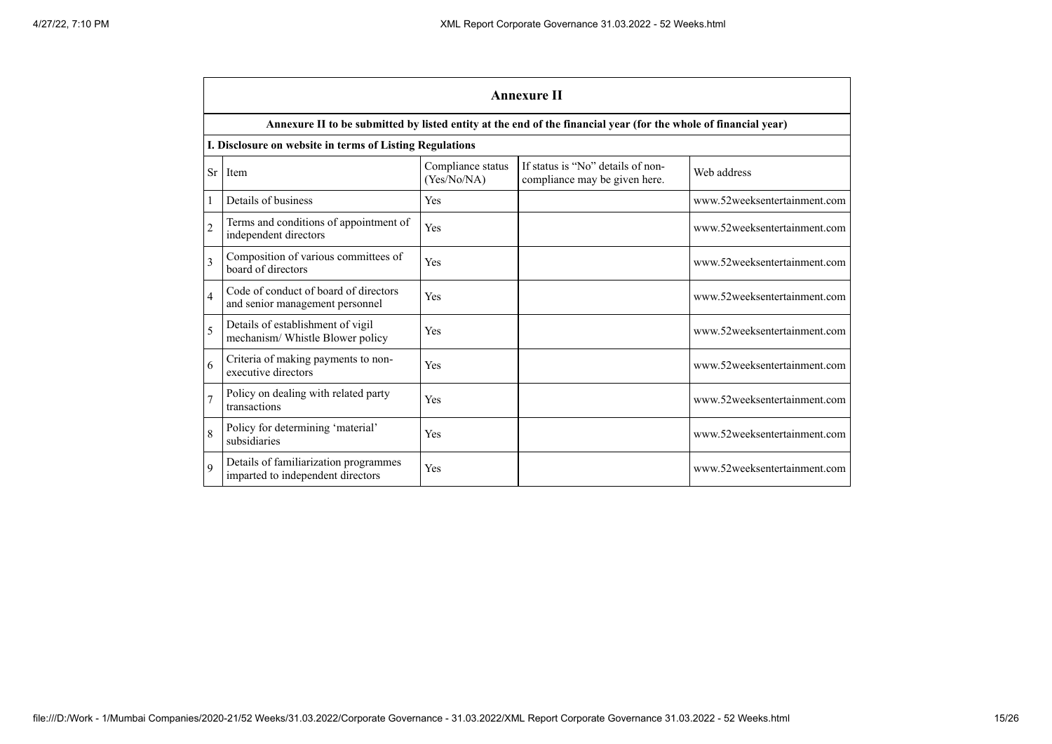## Annexure II

**Annexure II to be submitted by listed entity at the end of the financial year (for the whole of financial year)**

**I. Disclosure on website in terms of Listing Regulations**

| Sr | Item | Compliance status (Yes/No/NA) | If status is "No" details of non-compliance may be given here. | Web address |
|---|---|---|---|---|
| 1 | Details of business | Yes | | www.52weeksentertainment.com |
| 2 | Terms and conditions of appointment of independent directors | Yes | | www.52weeksentertainment.com |
| 3 | Composition of various committees of board of directors | Yes | | www.52weeksentertainment.com |
| 4 | Code of conduct of board of directors and senior management personnel | Yes | | www.52weeksentertainment.com |
| 5 | Details of establishment of vigil mechanism/ Whistle Blower policy | Yes | | www.52weeksentertainment.com |
| 6 | Criteria of making payments to non-executive directors | Yes | | www.52weeksentertainment.com |
| 7 | Policy on dealing with related party transactions | Yes | | www.52weeksentertainment.com |
| 8 | Policy for determining 'material' subsidiaries | Yes | | www.52weeksentertainment.com |
| 9 | Details of familiarization programmes imparted to independent directors | Yes | | www.52weeksentertainment.com |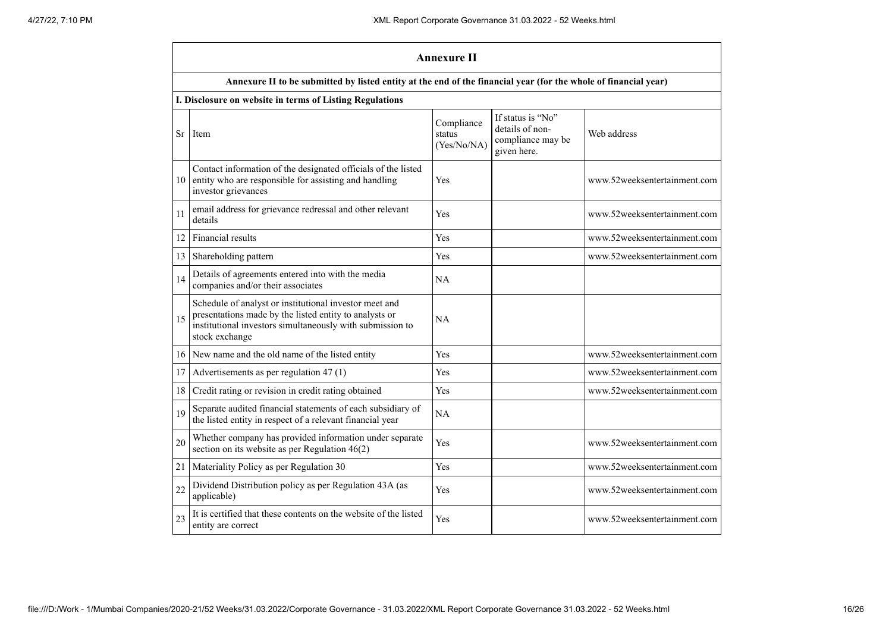## Annexure II

**Annexure II to be submitted by listed entity at the end of the financial year (for the whole of financial year)**

**I. Disclosure on website in terms of Listing Regulations**

| Sr | Item | Compliance status (Yes/No/NA) | If status is "No" details of non-compliance may be given here. | Web address |
|---|---|---|---|---|
| 10 | Contact information of the designated officials of the listed entity who are responsible for assisting and handling investor grievances | Yes | | www.52weeksentertainment.com |
| 11 | email address for grievance redressal and other relevant details | Yes | | www.52weeksentertainment.com |
| 12 | Financial results | Yes | | www.52weeksentertainment.com |
| 13 | Shareholding pattern | Yes | | www.52weeksentertainment.com |
| 14 | Details of agreements entered into with the media companies and/or their associates | NA | | |
| 15 | Schedule of analyst or institutional investor meet and presentations made by the listed entity to analysts or institutional investors simultaneously with submission to stock exchange | NA | | |
| 16 | New name and the old name of the listed entity | Yes | | www.52weeksentertainment.com |
| 17 | Advertisements as per regulation 47 (1) | Yes | | www.52weeksentertainment.com |
| 18 | Credit rating or revision in credit rating obtained | Yes | | www.52weeksentertainment.com |
| 19 | Separate audited financial statements of each subsidiary of the listed entity in respect of a relevant financial year | NA | | |
| 20 | Whether company has provided information under separate section on its website as per Regulation 46(2) | Yes | | www.52weeksentertainment.com |
| 21 | Materiality Policy as per Regulation 30 | Yes | | www.52weeksentertainment.com |
| 22 | Dividend Distribution policy as per Regulation 43A (as applicable) | Yes | | www.52weeksentertainment.com |
| 23 | It is certified that these contents on the website of the listed entity are correct | Yes | | www.52weeksentertainment.com |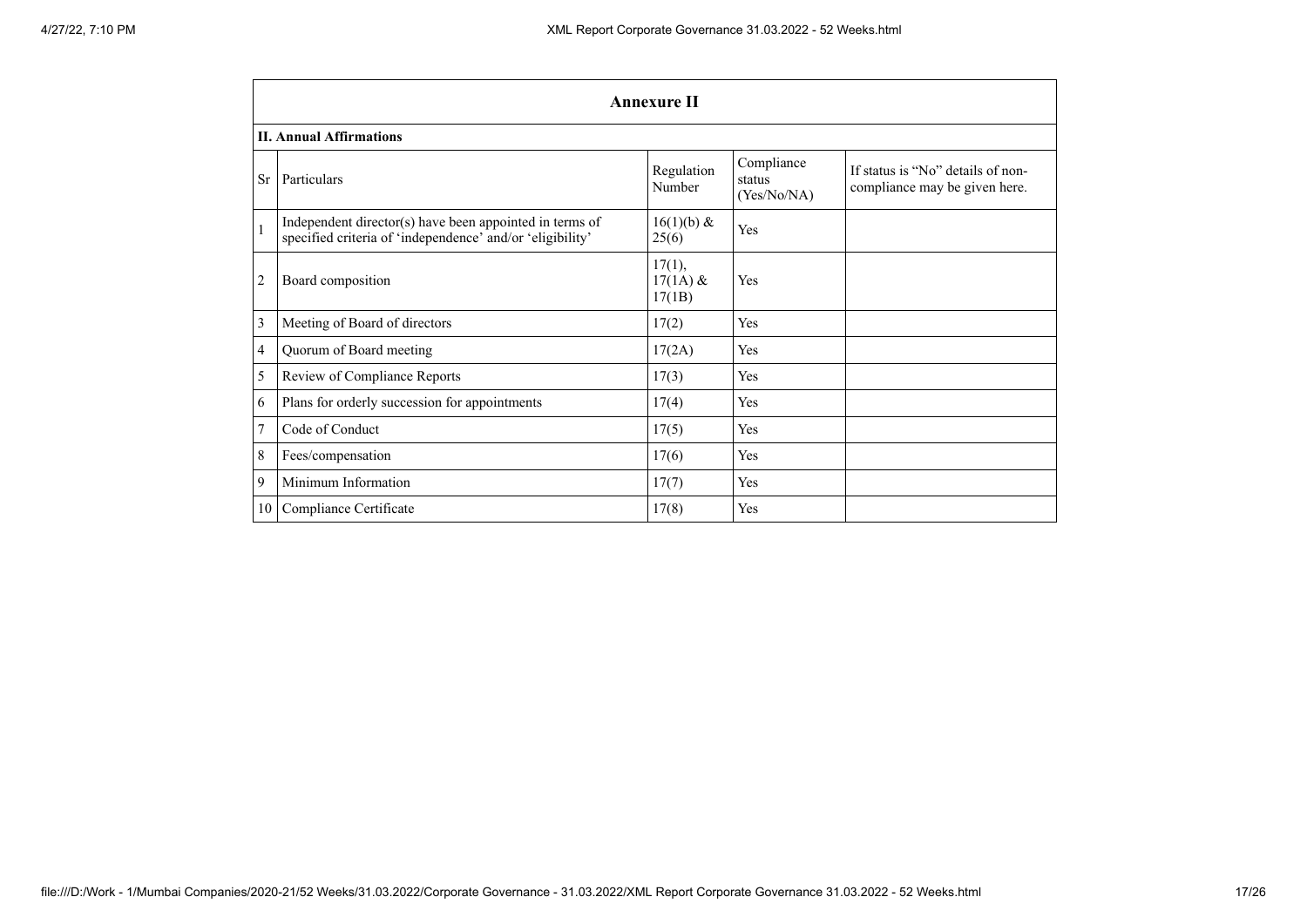## Annexure II

### II. Annual Affirmations

| Sr | Particulars | Regulation Number | Compliance status (Yes/No/NA) | If status is "No" details of non-compliance may be given here. |
|---|---|---|---|---|
| 1 | Independent director(s) have been appointed in terms of specified criteria of 'independence' and/or 'eligibility' | 16(1)(b) & 25(6) | Yes | |
| 2 | Board composition | 17(1), 17(1A) & 17(1B) | Yes | |
| 3 | Meeting of Board of directors | 17(2) | Yes | |
| 4 | Quorum of Board meeting | 17(2A) | Yes | |
| 5 | Review of Compliance Reports | 17(3) | Yes | |
| 6 | Plans for orderly succession for appointments | 17(4) | Yes | |
| 7 | Code of Conduct | 17(5) | Yes | |
| 8 | Fees/compensation | 17(6) | Yes | |
| 9 | Minimum Information | 17(7) | Yes | |
| 10 | Compliance Certificate | 17(8) | Yes | |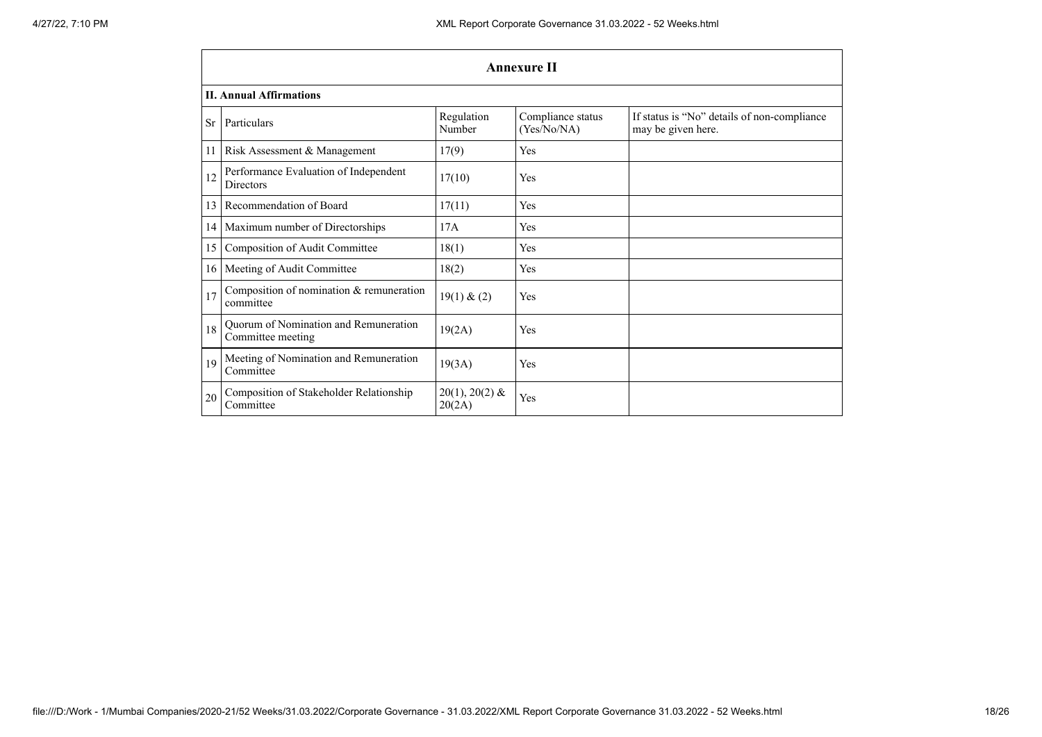| Annexure II | | | | |
|---|---|---|---|---|
| **II. Annual Affirmations** | | | | |
| Sr | Particulars | Regulation Number | Compliance status (Yes/No/NA) | If status is "No" details of non-compliance may be given here. |
| 11 | Risk Assessment & Management | 17(9) | Yes | |
| 12 | Performance Evaluation of Independent Directors | 17(10) | Yes | |
| 13 | Recommendation of Board | 17(11) | Yes | |
| 14 | Maximum number of Directorships | 17A | Yes | |
| 15 | Composition of Audit Committee | 18(1) | Yes | |
| 16 | Meeting of Audit Committee | 18(2) | Yes | |
| 17 | Composition of nomination & remuneration committee | 19(1) & (2) | Yes | |
| 18 | Quorum of Nomination and Remuneration Committee meeting | 19(2A) | Yes | |
| 19 | Meeting of Nomination and Remuneration Committee | 19(3A) | Yes | |
| 20 | Composition of Stakeholder Relationship Committee | 20(1), 20(2) & 20(2A) | Yes | |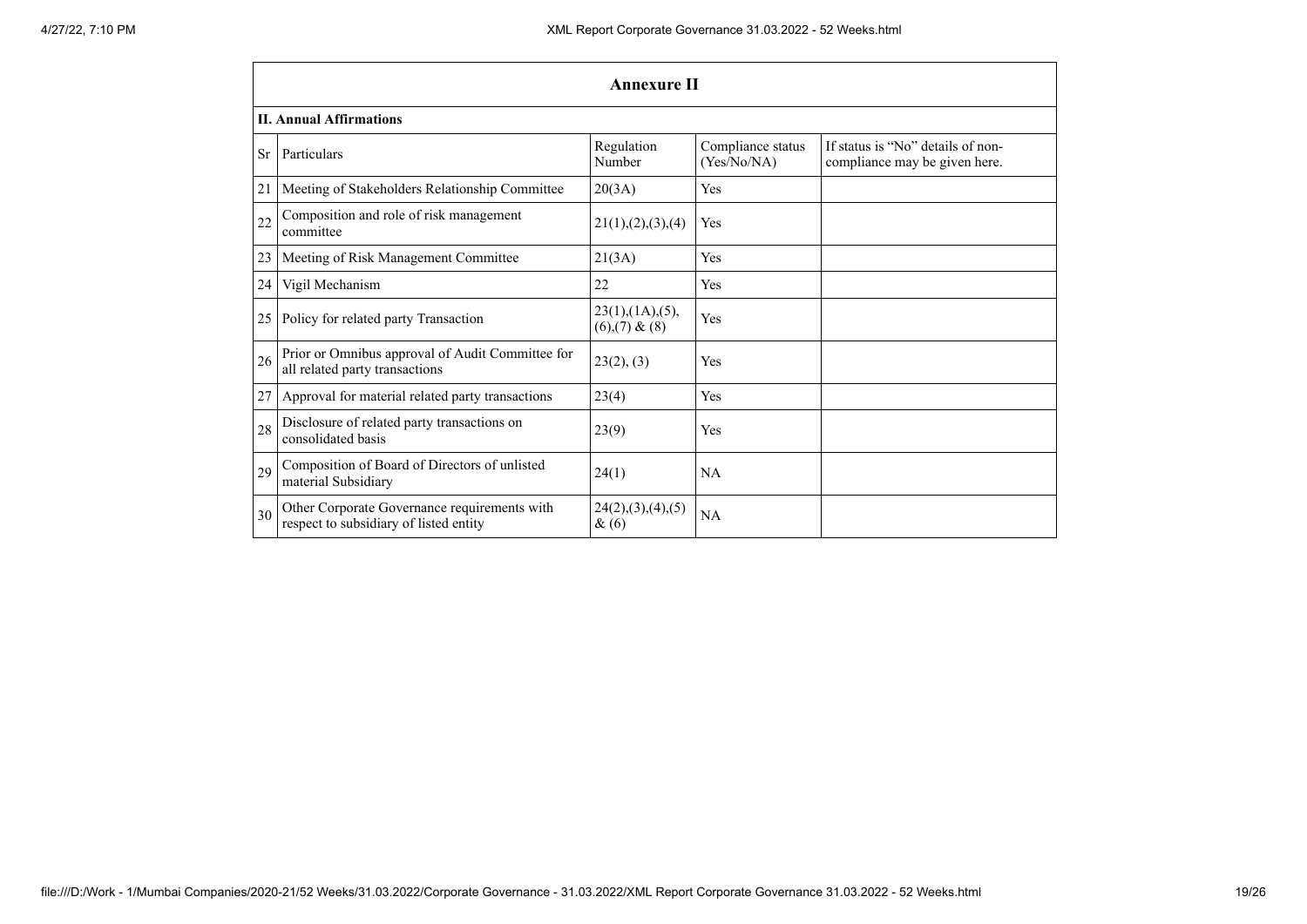## Annexure II

### II. Annual Affirmations

| Sr | Particulars | Regulation Number | Compliance status (Yes/No/NA) | If status is "No" details of non-compliance may be given here. |
|---|---|---|---|---|
| 21 | Meeting of Stakeholders Relationship Committee | 20(3A) | Yes | |
| 22 | Composition and role of risk management committee | 21(1),(2),(3),(4) | Yes | |
| 23 | Meeting of Risk Management Committee | 21(3A) | Yes | |
| 24 | Vigil Mechanism | 22 | Yes | |
| 25 | Policy for related party Transaction | 23(1),(1A),(5),(6),(7) & (8) | Yes | |
| 26 | Prior or Omnibus approval of Audit Committee for all related party transactions | 23(2), (3) | Yes | |
| 27 | Approval for material related party transactions | 23(4) | Yes | |
| 28 | Disclosure of related party transactions on consolidated basis | 23(9) | Yes | |
| 29 | Composition of Board of Directors of unlisted material Subsidiary | 24(1) | NA | |
| 30 | Other Corporate Governance requirements with respect to subsidiary of listed entity | 24(2),(3),(4),(5) & (6) | NA | |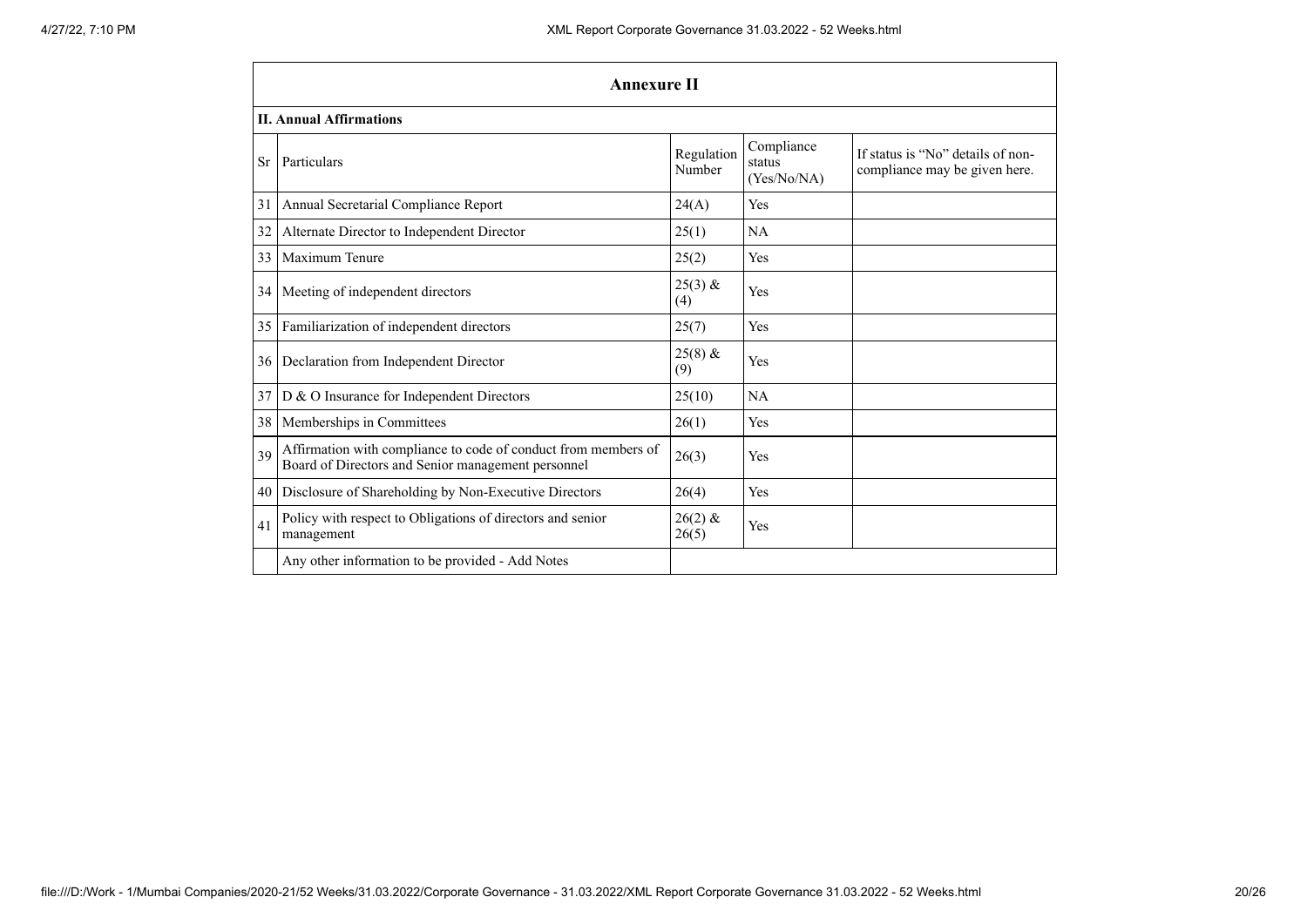## Annexure II

### II. Annual Affirmations

| Sr | Particulars | Regulation Number | Compliance status (Yes/No/NA) | If status is "No" details of non-compliance may be given here. |
|---|---|---|---|---|
| 31 | Annual Secretarial Compliance Report | 24(A) | Yes | |
| 32 | Alternate Director to Independent Director | 25(1) | NA | |
| 33 | Maximum Tenure | 25(2) | Yes | |
| 34 | Meeting of independent directors | 25(3) & (4) | Yes | |
| 35 | Familiarization of independent directors | 25(7) | Yes | |
| 36 | Declaration from Independent Director | 25(8) & (9) | Yes | |
| 37 | D & O Insurance for Independent Directors | 25(10) | NA | |
| 38 | Memberships in Committees | 26(1) | Yes | |
| 39 | Affirmation with compliance to code of conduct from members of Board of Directors and Senior management personnel | 26(3) | Yes | |
| 40 | Disclosure of Shareholding by Non-Executive Directors | 26(4) | Yes | |
| 41 | Policy with respect to Obligations of directors and senior management | 26(2) & 26(5) | Yes | |
| | Any other information to be provided - Add Notes | | | |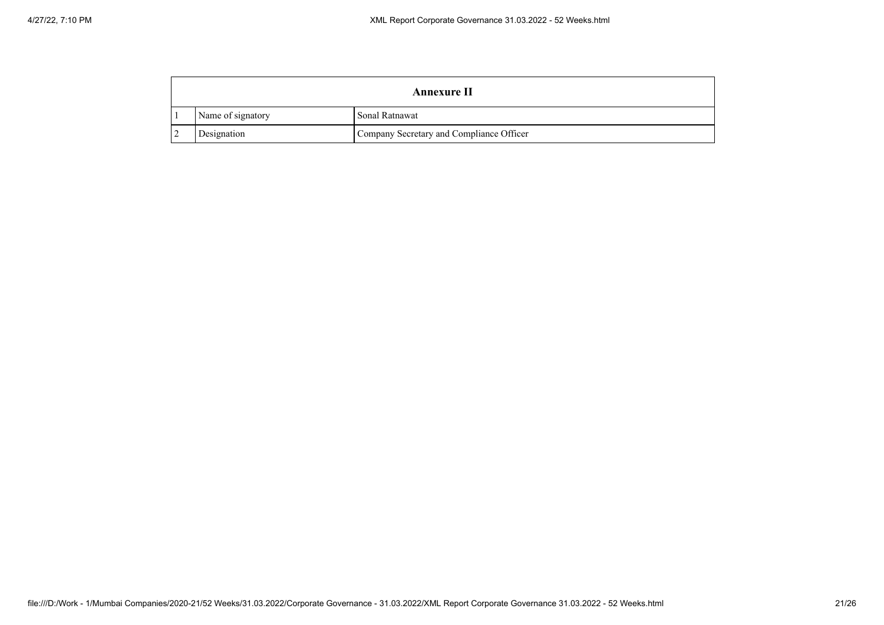| Annexure II | | |
|---|---|---|
| 1 | Name of signatory | Sonal Ratnawat |
| 2 | Designation | Company Secretary and Compliance Officer |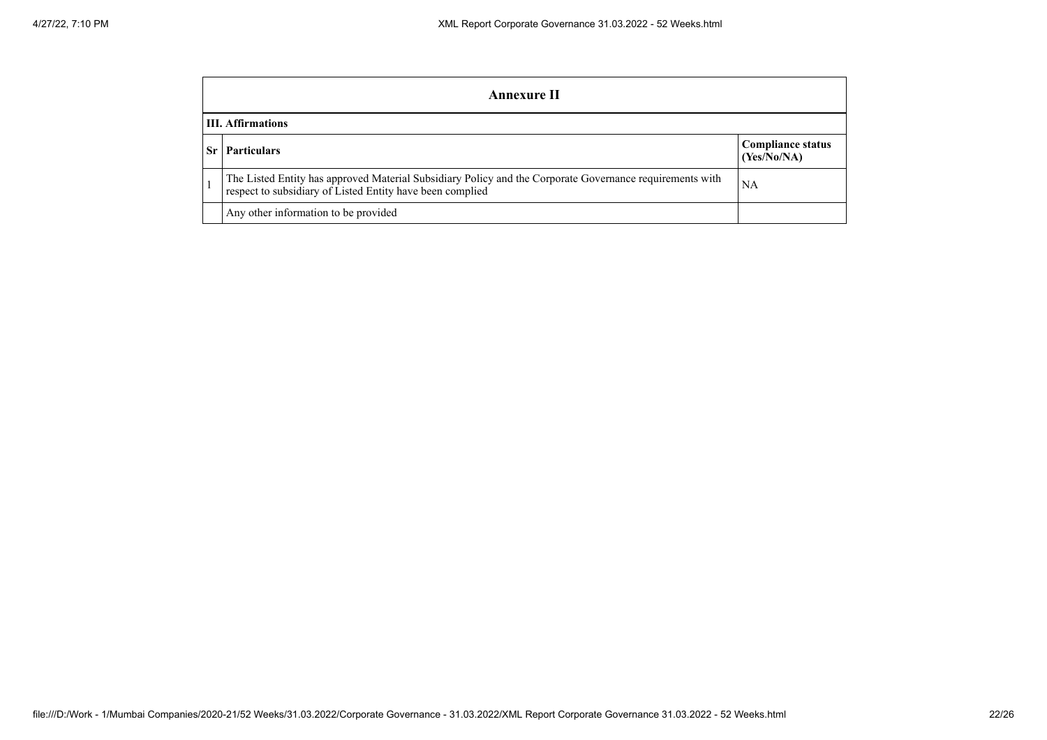## Annexure II

### III. Affirmations

| Sr | Particulars | Compliance status (Yes/No/NA) |
|---|---|---|
| 1 | The Listed Entity has approved Material Subsidiary Policy and the Corporate Governance requirements with respect to subsidiary of Listed Entity have been complied | NA |
| | Any other information to be provided | |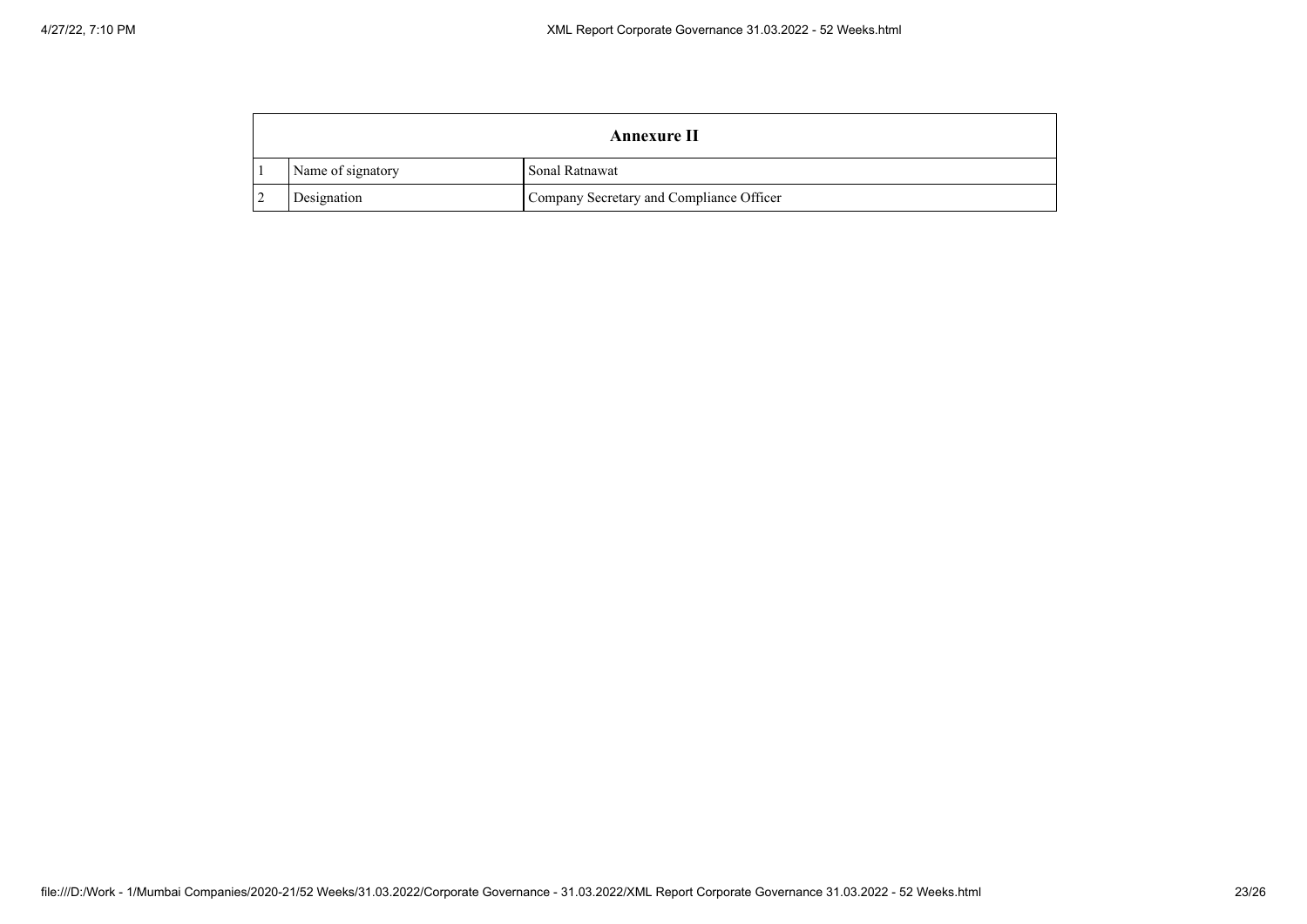| Annexure II | | |
|---|---|---|
| 1 | Name of signatory | Sonal Ratnawat |
| 2 | Designation | Company Secretary and Compliance Officer |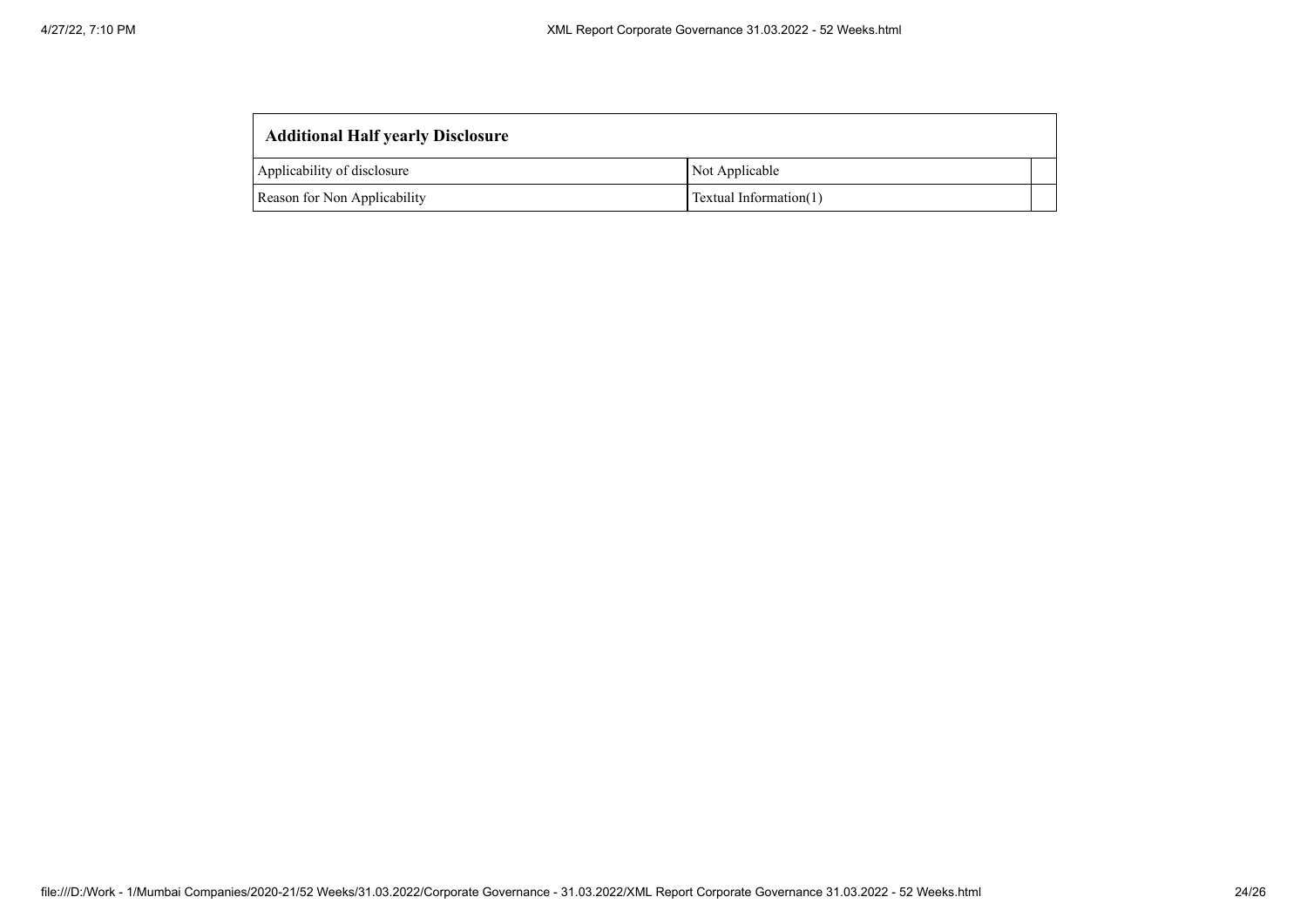| Additional Half yearly Disclosure | | |
|---|---|---|
| Applicability of disclosure | Not Applicable | |
| Reason for Non Applicability | Textual Information(1) | |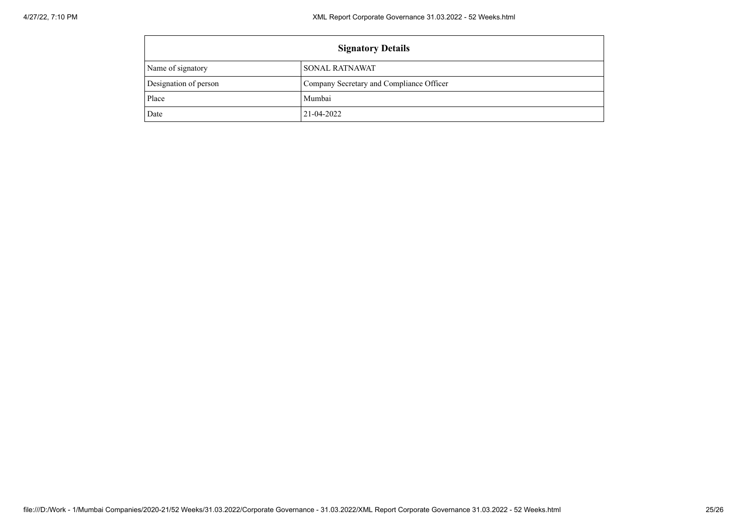| Signatory Details | |
|---|---|
| Name of signatory | SONAL RATNAWAT |
| Designation of person | Company Secretary and Compliance Officer |
| Place | Mumbai |
| Date | 21-04-2022 |